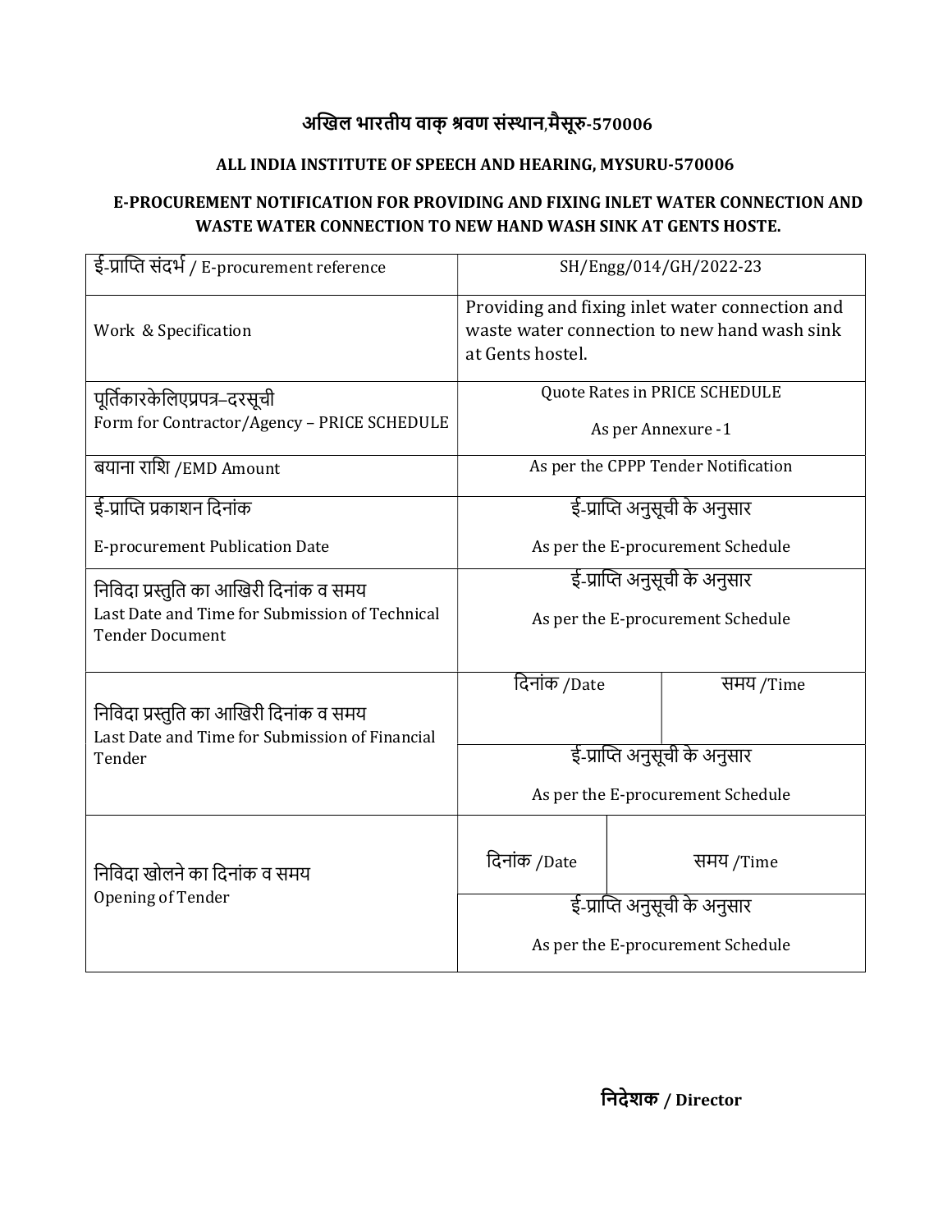# अखिल भारतीय वाक् श्रवण संस्थान,मैसूरु-570006

## ALL INDIA INSTITUTE OF SPEECH AND HEARING, MYSURU-570006

### E-PROCUREMENT NOTIFICATION FOR PROVIDING AND FIXING INLET WATER CONNECTION AND WASTE WATER CONNECTION TO NEW HAND WASH SINK AT GENTS HOSTE.

| ई-प्राप्ति संदर्भ / E-procurement reference | SH/Engg/014/GH/2022-23 | |
|---|---|---|
| Work & Specification | Providing and fixing inlet water connection and waste water connection to new hand wash sink at Gents hostel. | |
| पूर्तिकारकेलिएप्रपत्र–दरसूची<br>Form for Contractor/Agency – PRICE SCHEDULE | Quote Rates in PRICE SCHEDULE<br>As per Annexure -1 | |
| बयाना राशि /EMD Amount | As per the CPPP Tender Notification | |
| ई-प्राप्ति प्रकाशन दिनांक<br>E-procurement Publication Date | ई-प्राप्ति अनुसूची के अनुसार<br>As per the E-procurement Schedule | |
| निविदा प्रस्तुति का आखिरी दिनांक व समय<br>Last Date and Time for Submission of Technical Tender Document | ई-प्राप्ति अनुसूची के अनुसार<br>As per the E-procurement Schedule | |
| निविदा प्रस्तुति का आखिरी दिनांक व समय<br>Last Date and Time for Submission of Financial Tender | दिनांक /Date | समय /Time |
| | ई-प्राप्ति अनुसूची के अनुसार<br>As per the E-procurement Schedule | |
| निविदा खोलने का दिनांक व समय<br>Opening of Tender | दिनांक /Date | समय /Time |
| | ई-प्राप्ति अनुसूची के अनुसार<br>As per the E-procurement Schedule | |

**निदेशक / Director**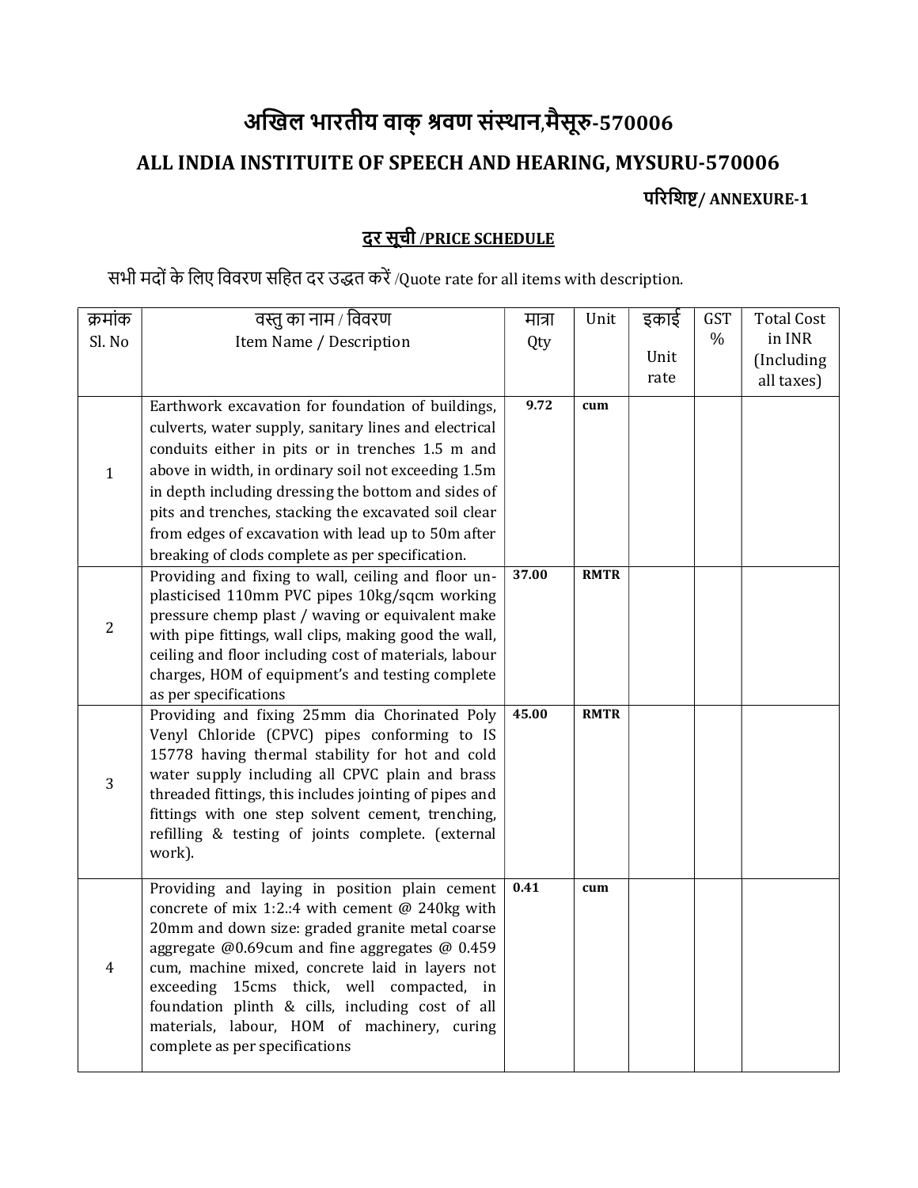# अखिल भारतीय वाक् श्रवण संस्थान,मैसूरु-570006

## ALL INDIA INSTITUITE OF SPEECH AND HEARING, MYSURU-570006

**परिशिष्ट/ ANNEXURE-1**

**दर सूची /PRICE SCHEDULE**

सभी मदों के लिए विवरण सहित दर उद्धत करें /Quote rate for all items with description.

| क्रमांक Sl. No | वस्तु का नाम / विवरण Item Name / Description | मात्रा Qty | Unit | इकाई Unit rate | GST % | Total Cost in INR (Including all taxes) |
|---|---|---|---|---|---|---|
| 1 | Earthwork excavation for foundation of buildings, culverts, water supply, sanitary lines and electrical conduits either in pits or in trenches 1.5 m and above in width, in ordinary soil not exceeding 1.5m in depth including dressing the bottom and sides of pits and trenches, stacking the excavated soil clear from edges of excavation with lead up to 50m after breaking of clods complete as per specification. | **9.72** | **cum** | | | |
| 2 | Providing and fixing to wall, ceiling and floor un-plasticised 110mm PVC pipes 10kg/sqcm working pressure chemp plast / waving or equivalent make with pipe fittings, wall clips, making good the wall, ceiling and floor including cost of materials, labour charges, HOM of equipment's and testing complete as per specifications | **37.00** | **RMTR** | | | |
| 3 | Providing and fixing 25mm dia Chorinated Poly Venyl Chloride (CPVC) pipes conforming to IS 15778 having thermal stability for hot and cold water supply including all CPVC plain and brass threaded fittings, this includes jointing of pipes and fittings with one step solvent cement, trenching, refilling & testing of joints complete. (external work). | **45.00** | **RMTR** | | | |
| 4 | Providing and laying in position plain cement concrete of mix 1:2.:4 with cement @ 240kg with 20mm and down size: graded granite metal coarse aggregate @0.69cum and fine aggregates @ 0.459 cum, machine mixed, concrete laid in layers not exceeding 15cms thick, well compacted, in foundation plinth & cills, including cost of all materials, labour, HOM of machinery, curing complete as per specifications | **0.41** | **cum** | | | |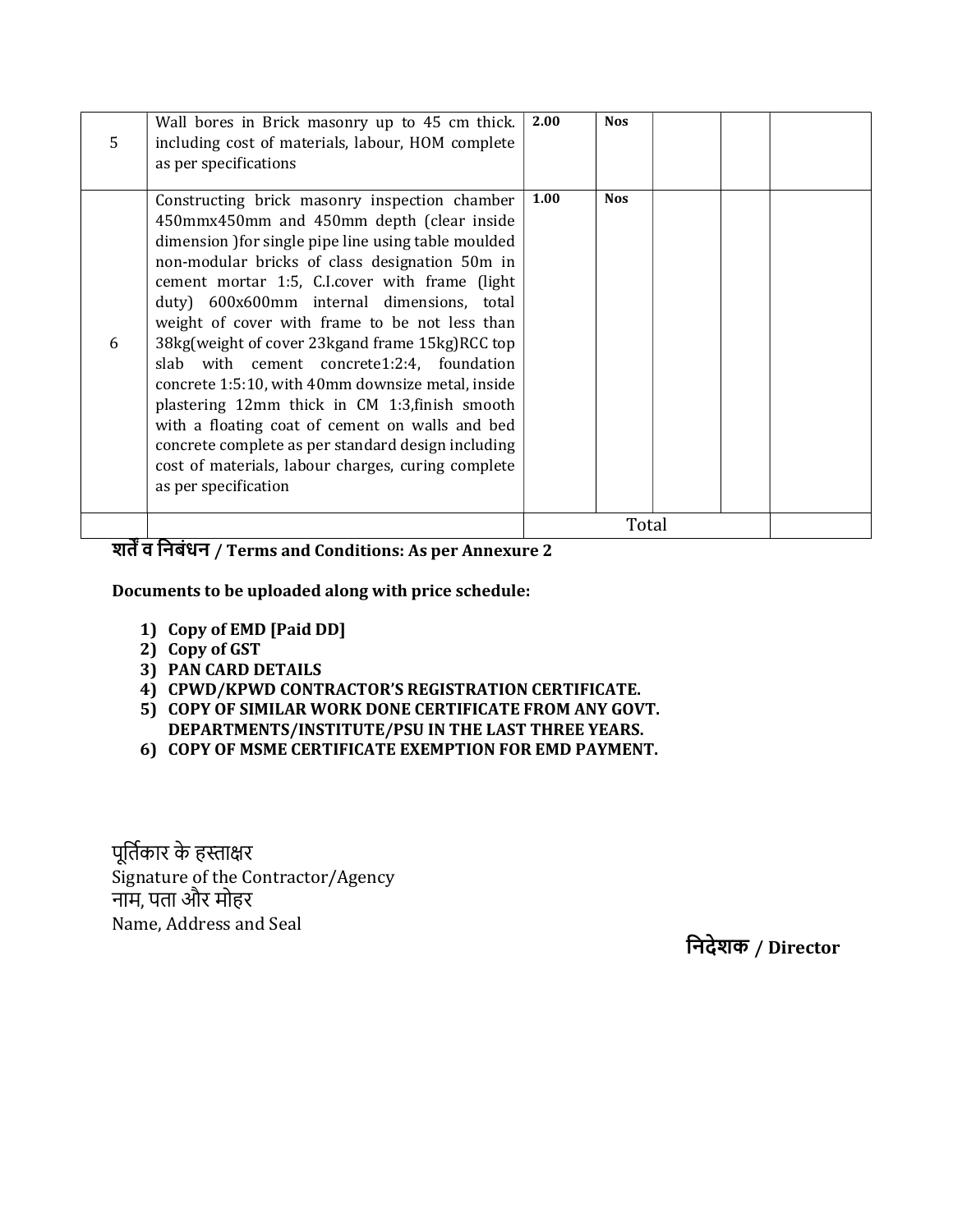| 5 | Wall bores in Brick masonry up to 45 cm thick. including cost of materials, labour, HOM complete as per specifications | **2.00** | **Nos** | | | |
|---|---|---|---|---|---|---|
| 6 | Constructing brick masonry inspection chamber 450mmx450mm and 450mm depth (clear inside dimension )for single pipe line using table moulded non-modular bricks of class designation 50m in cement mortar 1:5, C.I.cover with frame (light duty) 600x600mm internal dimensions, total weight of cover with frame to be not less than 38kg(weight of cover 23kgand frame 15kg)RCC top slab with cement concrete1:2:4, foundation concrete 1:5:10, with 40mm downsize metal, inside plastering 12mm thick in CM 1:3,finish smooth with a floating coat of cement on walls and bed concrete complete as per standard design including cost of materials, labour charges, curing complete as per specification | **1.00** | **Nos** | | | |
| | | Total | | | | |

**शर्तें व निबंधन / Terms and Conditions: As per Annexure 2**

**Documents to be uploaded along with price schedule:**

1) **Copy of EMD [Paid DD]**
2) **Copy of GST**
3) **PAN CARD DETAILS**
4) **CPWD/KPWD CONTRACTOR'S REGISTRATION CERTIFICATE.**
5) **COPY OF SIMILAR WORK DONE CERTIFICATE FROM ANY GOVT. DEPARTMENTS/INSTITUTE/PSU IN THE LAST THREE YEARS.**
6) **COPY OF MSME CERTIFICATE EXEMPTION FOR EMD PAYMENT.**

पूर्तिकार के हस्ताक्षर
Signature of the Contractor/Agency
नाम, पता और मोहर
Name, Address and Seal

**निदेशक / Director**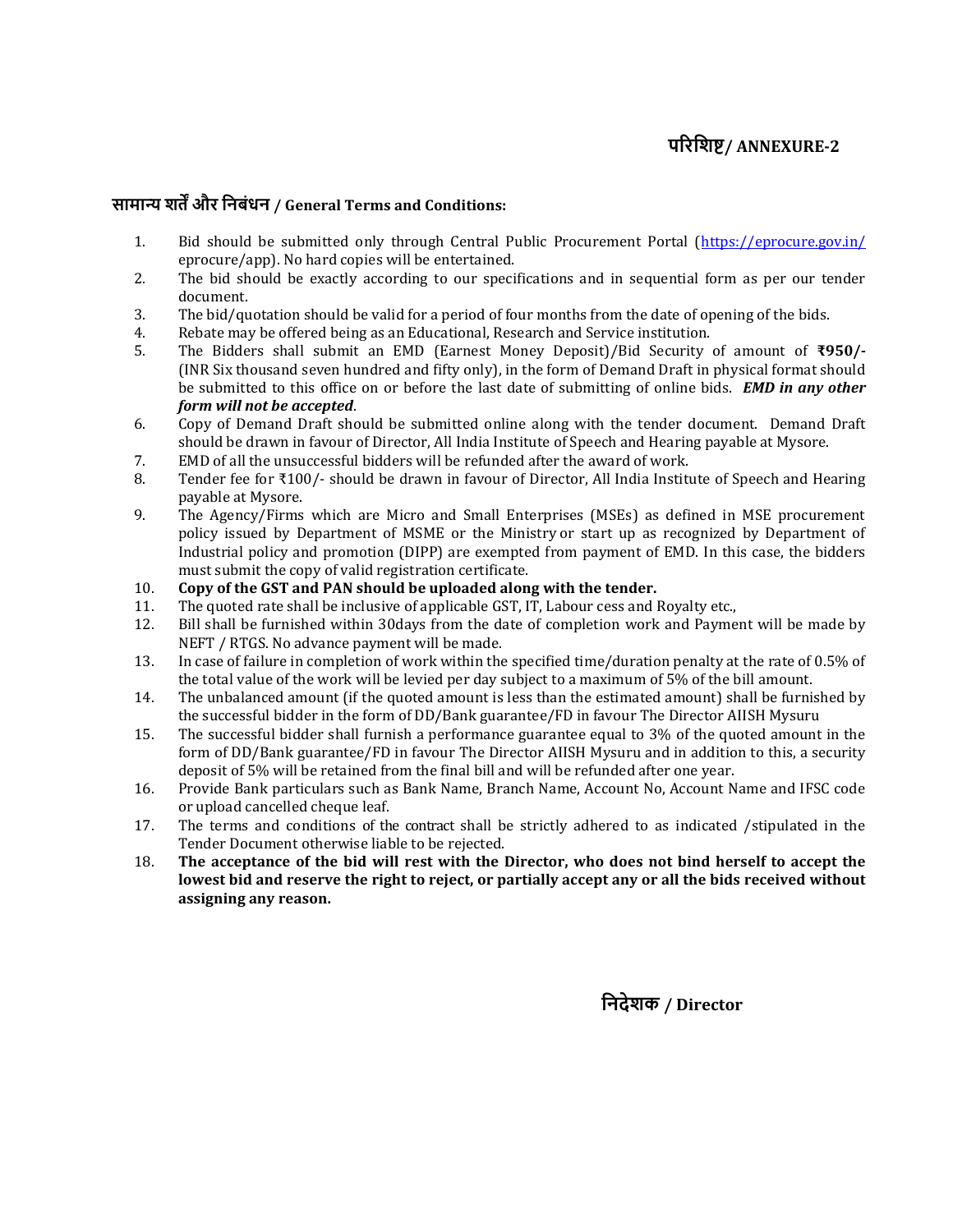**परिशिष्ट/ ANNEXURE-2**

## सामान्य शर्तें और निबंधन / General Terms and Conditions:

1. Bid should be submitted only through Central Public Procurement Portal (https://eprocure.gov.in/eprocure/app). No hard copies will be entertained.
2. The bid should be exactly according to our specifications and in sequential form as per our tender document.
3. The bid/quotation should be valid for a period of four months from the date of opening of the bids.
4. Rebate may be offered being as an Educational, Research and Service institution.
5. The Bidders shall submit an EMD (Earnest Money Deposit)/Bid Security of amount of **₹950/-** (INR Six thousand seven hundred and fifty only), in the form of Demand Draft in physical format should be submitted to this office on or before the last date of submitting of online bids. ***EMD in any other form will not be accepted***.
6. Copy of Demand Draft should be submitted online along with the tender document. Demand Draft should be drawn in favour of Director, All India Institute of Speech and Hearing payable at Mysore.
7. EMD of all the unsuccessful bidders will be refunded after the award of work.
8. Tender fee for ₹100/- should be drawn in favour of Director, All India Institute of Speech and Hearing payable at Mysore.
9. The Agency/Firms which are Micro and Small Enterprises (MSEs) as defined in MSE procurement policy issued by Department of MSME or the Ministry or start up as recognized by Department of Industrial policy and promotion (DIPP) are exempted from payment of EMD. In this case, the bidders must submit the copy of valid registration certificate.
10. **Copy of the GST and PAN should be uploaded along with the tender.**
11. The quoted rate shall be inclusive of applicable GST, IT, Labour cess and Royalty etc.,
12. Bill shall be furnished within 30days from the date of completion work and Payment will be made by NEFT / RTGS. No advance payment will be made.
13. In case of failure in completion of work within the specified time/duration penalty at the rate of 0.5% of the total value of the work will be levied per day subject to a maximum of 5% of the bill amount.
14. The unbalanced amount (if the quoted amount is less than the estimated amount) shall be furnished by the successful bidder in the form of DD/Bank guarantee/FD in favour The Director AIISH Mysuru
15. The successful bidder shall furnish a performance guarantee equal to 3% of the quoted amount in the form of DD/Bank guarantee/FD in favour The Director AIISH Mysuru and in addition to this, a security deposit of 5% will be retained from the final bill and will be refunded after one year.
16. Provide Bank particulars such as Bank Name, Branch Name, Account No, Account Name and IFSC code or upload cancelled cheque leaf.
17. The terms and conditions of the contract shall be strictly adhered to as indicated /stipulated in the Tender Document otherwise liable to be rejected.
18. **The acceptance of the bid will rest with the Director, who does not bind herself to accept the lowest bid and reserve the right to reject, or partially accept any or all the bids received without assigning any reason.**

**निदेशक / Director**